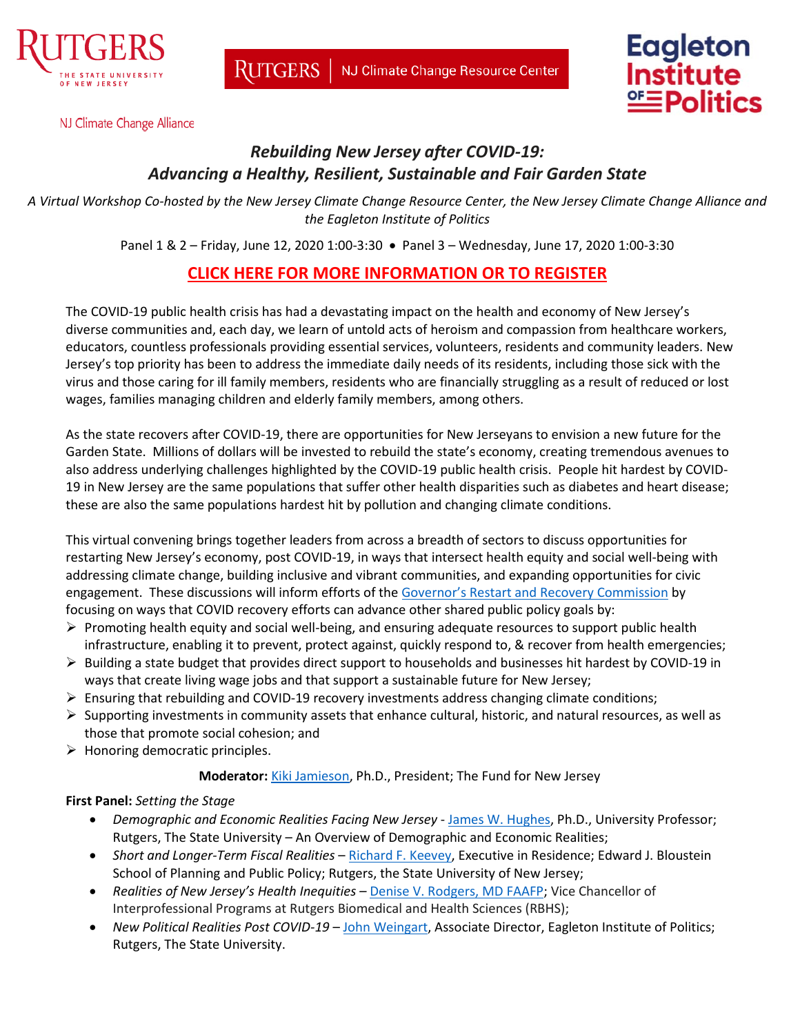RUTGERS THE STATE UNIVERSITY OF NEW JERSEY

RUTGERS | NJ Climate Change Resource Center

Eagleton Institute of Politics

NJ Climate Change Alliance

## *Rebuilding New Jersey after COVID-19: Advancing a Healthy, Resilient, Sustainable and Fair Garden State*

*A Virtual Workshop Co-hosted by the New Jersey Climate Change Resource Center, the New Jersey Climate Change Alliance and the Eagleton Institute of Politics*

Panel 1 & 2 – Friday, June 12, 2020 1:00-3:30 • Panel 3 – Wednesday, June 17, 2020 1:00-3:30

**CLICK HERE FOR MORE INFORMATION OR TO REGISTER**

The COVID-19 public health crisis has had a devastating impact on the health and economy of New Jersey's diverse communities and, each day, we learn of untold acts of heroism and compassion from healthcare workers, educators, countless professionals providing essential services, volunteers, residents and community leaders. New Jersey's top priority has been to address the immediate daily needs of its residents, including those sick with the virus and those caring for ill family members, residents who are financially struggling as a result of reduced or lost wages, families managing children and elderly family members, among others.

As the state recovers after COVID-19, there are opportunities for New Jerseyans to envision a new future for the Garden State. Millions of dollars will be invested to rebuild the state's economy, creating tremendous avenues to also address underlying challenges highlighted by the COVID-19 public health crisis. People hit hardest by COVID-19 in New Jersey are the same populations that suffer other health disparities such as diabetes and heart disease; these are also the same populations hardest hit by pollution and changing climate conditions.

This virtual convening brings together leaders from across a breadth of sectors to discuss opportunities for restarting New Jersey's economy, post COVID-19, in ways that intersect health equity and social well-being with addressing climate change, building inclusive and vibrant communities, and expanding opportunities for civic engagement. These discussions will inform efforts of the Governor's Restart and Recovery Commission by focusing on ways that COVID recovery efforts can advance other shared public policy goals by:

- Promoting health equity and social well-being, and ensuring adequate resources to support public health infrastructure, enabling it to prevent, protect against, quickly respond to, & recover from health emergencies;
- Building a state budget that provides direct support to households and businesses hit hardest by COVID-19 in ways that create living wage jobs and that support a sustainable future for New Jersey;
- Ensuring that rebuilding and COVID-19 recovery investments address changing climate conditions;
- Supporting investments in community assets that enhance cultural, historic, and natural resources, as well as those that promote social cohesion; and
- Honoring democratic principles.

**Moderator:** Kiki Jamieson, Ph.D., President; The Fund for New Jersey

**First Panel:** *Setting the Stage*

- *Demographic and Economic Realities Facing New Jersey* - James W. Hughes, Ph.D., University Professor; Rutgers, The State University – An Overview of Demographic and Economic Realities;
- *Short and Longer-Term Fiscal Realities* – Richard F. Keevey, Executive in Residence; Edward J. Bloustein School of Planning and Public Policy; Rutgers, the State University of New Jersey;
- *Realities of New Jersey's Health Inequities* – Denise V. Rodgers, MD FAAFP; Vice Chancellor of Interprofessional Programs at Rutgers Biomedical and Health Sciences (RBHS);
- *New Political Realities Post COVID-19* – John Weingart, Associate Director, Eagleton Institute of Politics; Rutgers, The State University.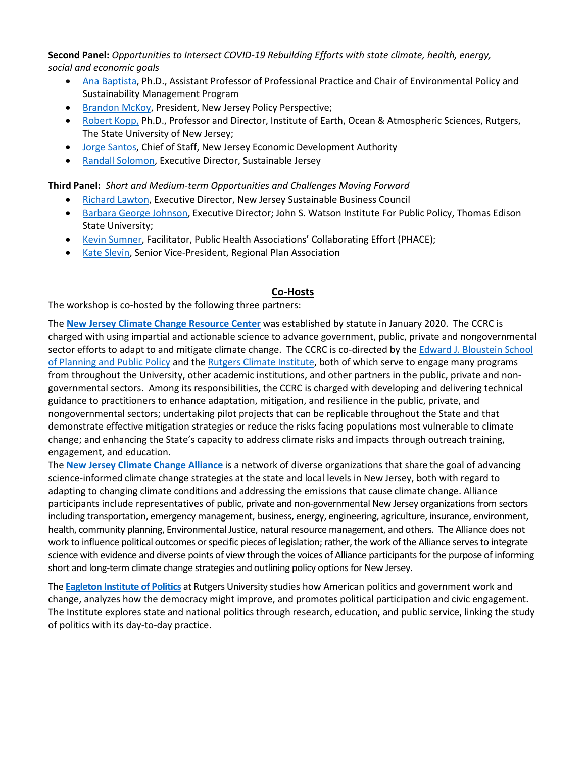**Second Panel:** *Opportunities to Intersect COVID-19 Rebuilding Efforts with state climate, health, energy, social and economic goals*

- Ana Baptista, Ph.D., Assistant Professor of Professional Practice and Chair of Environmental Policy and Sustainability Management Program
- Brandon McKoy, President, New Jersey Policy Perspective;
- Robert Kopp, Ph.D., Professor and Director, Institute of Earth, Ocean & Atmospheric Sciences, Rutgers, The State University of New Jersey;
- Jorge Santos, Chief of Staff, New Jersey Economic Development Authority
- Randall Solomon, Executive Director, Sustainable Jersey

**Third Panel:** *Short and Medium-term Opportunities and Challenges Moving Forward*

- Richard Lawton, Executive Director, New Jersey Sustainable Business Council
- Barbara George Johnson, Executive Director; John S. Watson Institute For Public Policy, Thomas Edison State University;
- Kevin Sumner, Facilitator, Public Health Associations' Collaborating Effort (PHACE);
- Kate Slevin, Senior Vice-President, Regional Plan Association

## Co-Hosts

The workshop is co-hosted by the following three partners:

The **New Jersey Climate Change Resource Center** was established by statute in January 2020. The CCRC is charged with using impartial and actionable science to advance government, public, private and nongovernmental sector efforts to adapt to and mitigate climate change. The CCRC is co-directed by the Edward J. Bloustein School of Planning and Public Policy and the Rutgers Climate Institute, both of which serve to engage many programs from throughout the University, other academic institutions, and other partners in the public, private and non-governmental sectors. Among its responsibilities, the CCRC is charged with developing and delivering technical guidance to practitioners to enhance adaptation, mitigation, and resilience in the public, private, and nongovernmental sectors; undertaking pilot projects that can be replicable throughout the State and that demonstrate effective mitigation strategies or reduce the risks facing populations most vulnerable to climate change; and enhancing the State's capacity to address climate risks and impacts through outreach training, engagement, and education.

The **New Jersey Climate Change Alliance** is a network of diverse organizations that share the goal of advancing science-informed climate change strategies at the state and local levels in New Jersey, both with regard to adapting to changing climate conditions and addressing the emissions that cause climate change. Alliance participants include representatives of public, private and non-governmental New Jersey organizations from sectors including transportation, emergency management, business, energy, engineering, agriculture, insurance, environment, health, community planning, Environmental Justice, natural resource management, and others. The Alliance does not work to influence political outcomes or specific pieces of legislation; rather, the work of the Alliance serves to integrate science with evidence and diverse points of view through the voices of Alliance participants for the purpose of informing short and long-term climate change strategies and outlining policy options for New Jersey.

The **Eagleton Institute of Politics** at Rutgers University studies how American politics and government work and change, analyzes how the democracy might improve, and promotes political participation and civic engagement. The Institute explores state and national politics through research, education, and public service, linking the study of politics with its day-to-day practice.